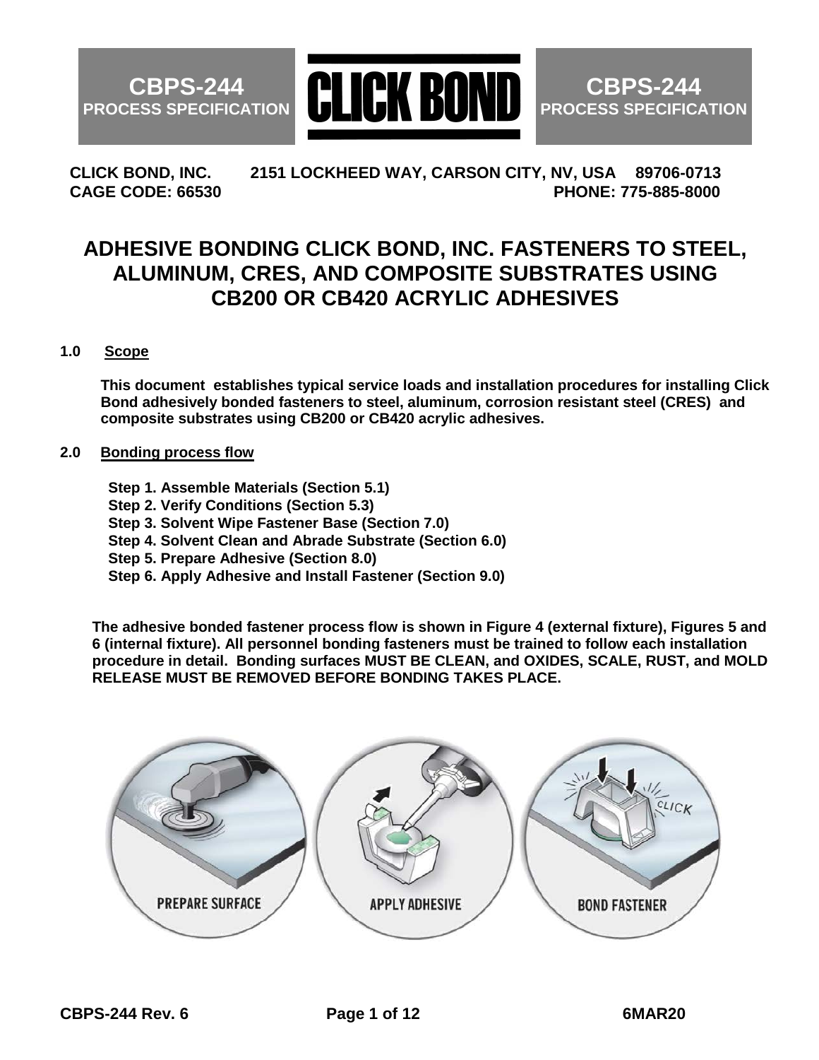CBPS-244 PROCESS SPECIFICATION

CLICK BOND

CBPS-244 PROCESS SPECIFICATION

**CLICK BOND, INC. 2151 LOCKHEED WAY, CARSON CITY, NV, USA 89706-0713**
**CAGE CODE: 66530 PHONE: 775-885-8000**

# ADHESIVE BONDING CLICK BOND, INC. FASTENERS TO STEEL, ALUMINUM, CRES, AND COMPOSITE SUBSTRATES USING CB200 OR CB420 ACRYLIC ADHESIVES

## 1.0 Scope

**This document establishes typical service loads and installation procedures for installing Click Bond adhesively bonded fasteners to steel, aluminum, corrosion resistant steel (CRES) and composite substrates using CB200 or CB420 acrylic adhesives.**

## 2.0 Bonding process flow

**Step 1. Assemble Materials (Section 5.1)**
**Step 2. Verify Conditions (Section 5.3)**
**Step 3. Solvent Wipe Fastener Base (Section 7.0)**
**Step 4. Solvent Clean and Abrade Substrate (Section 6.0)**
**Step 5. Prepare Adhesive (Section 8.0)**
**Step 6. Apply Adhesive and Install Fastener (Section 9.0)**

**The adhesive bonded fastener process flow is shown in Figure 4 (external fixture), Figures 5 and 6 (internal fixture). All personnel bonding fasteners must be trained to follow each installation procedure in detail. Bonding surfaces MUST BE CLEAN, and OXIDES, SCALE, RUST, and MOLD RELEASE MUST BE REMOVED BEFORE BONDING TAKES PLACE.**

PREPARE SURFACE — APPLY ADHESIVE — BOND FASTENER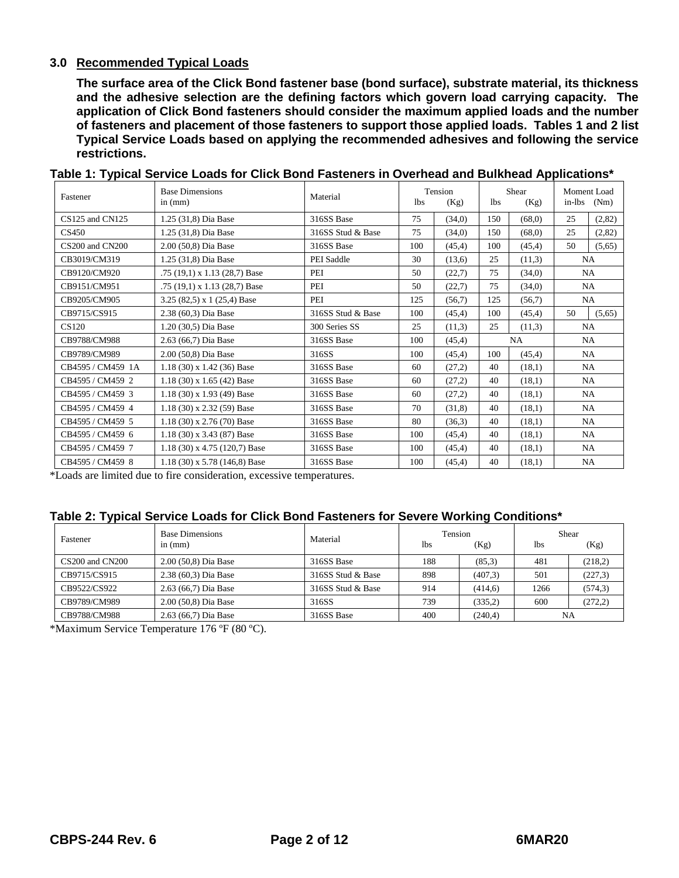## 3.0 Recommended Typical Loads

**The surface area of the Click Bond fastener base (bond surface), substrate material, its thickness and the adhesive selection are the defining factors which govern load carrying capacity. The application of Click Bond fasteners should consider the maximum applied loads and the number of fasteners and placement of those fasteners to support those applied loads. Tables 1 and 2 list Typical Service Loads based on applying the recommended adhesives and following the service restrictions.**

**Table 1: Typical Service Loads for Click Bond Fasteners in Overhead and Bulkhead Applications***

| Fastener | Base Dimensions in (mm) | Material | Tension lbs | Tension (Kg) | Shear lbs | Shear (Kg) | Moment Load in-lbs | Moment Load (Nm) |
|---|---|---|---|---|---|---|---|---|
| CS125 and CN125 | 1.25 (31,8) Dia Base | 316SS Base | 75 | (34,0) | 150 | (68,0) | 25 | (2,82) |
| CS450 | 1.25 (31,8) Dia Base | 316SS Stud & Base | 75 | (34,0) | 150 | (68,0) | 25 | (2,82) |
| CS200 and CN200 | 2.00 (50,8) Dia Base | 316SS Base | 100 | (45,4) | 100 | (45,4) | 50 | (5,65) |
| CB3019/CM319 | 1.25 (31,8) Dia Base | PEI Saddle | 30 | (13,6) | 25 | (11,3) | NA | |
| CB9120/CM920 | .75 (19,1) x 1.13 (28,7) Base | PEI | 50 | (22,7) | 75 | (34,0) | NA | |
| CB9151/CM951 | .75 (19,1) x 1.13 (28,7) Base | PEI | 50 | (22,7) | 75 | (34,0) | NA | |
| CB9205/CM905 | 3.25 (82,5) x 1 (25,4) Base | PEI | 125 | (56,7) | 125 | (56,7) | NA | |
| CB9715/CS915 | 2.38 (60,3) Dia Base | 316SS Stud & Base | 100 | (45,4) | 100 | (45,4) | 50 | (5,65) |
| CS120 | 1.20 (30,5) Dia Base | 300 Series SS | 25 | (11,3) | 25 | (11,3) | NA | |
| CB9788/CM988 | 2.63 (66,7) Dia Base | 316SS Base | 100 | (45,4) | NA | | NA | |
| CB9789/CM989 | 2.00 (50,8) Dia Base | 316SS | 100 | (45,4) | 100 | (45,4) | NA | |
| CB4595 / CM459 1A | 1.18 (30) x 1.42 (36) Base | 316SS Base | 60 | (27,2) | 40 | (18,1) | NA | |
| CB4595 / CM459 2 | 1.18 (30) x 1.65 (42) Base | 316SS Base | 60 | (27,2) | 40 | (18,1) | NA | |
| CB4595 / CM459 3 | 1.18 (30) x 1.93 (49) Base | 316SS Base | 60 | (27,2) | 40 | (18,1) | NA | |
| CB4595 / CM459 4 | 1.18 (30) x 2.32 (59) Base | 316SS Base | 70 | (31,8) | 40 | (18,1) | NA | |
| CB4595 / CM459 5 | 1.18 (30) x 2.76 (70) Base | 316SS Base | 80 | (36,3) | 40 | (18,1) | NA | |
| CB4595 / CM459 6 | 1.18 (30) x 3.43 (87) Base | 316SS Base | 100 | (45,4) | 40 | (18,1) | NA | |
| CB4595 / CM459 7 | 1.18 (30) x 4.75 (120,7) Base | 316SS Base | 100 | (45,4) | 40 | (18,1) | NA | |
| CB4595 / CM459 8 | 1.18 (30) x 5.78 (146,8) Base | 316SS Base | 100 | (45,4) | 40 | (18,1) | NA | |

*Loads are limited due to fire consideration, excessive temperatures.

**Table 2: Typical Service Loads for Click Bond Fasteners for Severe Working Conditions***

| Fastener | Base Dimensions in (mm) | Material | Tension lbs | Tension (Kg) | Shear lbs | Shear (Kg) |
|---|---|---|---|---|---|---|
| CS200 and CN200 | 2.00 (50,8) Dia Base | 316SS Base | 188 | (85,3) | 481 | (218,2) |
| CB9715/CS915 | 2.38 (60,3) Dia Base | 316SS Stud & Base | 898 | (407,3) | 501 | (227,3) |
| CB9522/CS922 | 2.63 (66,7) Dia Base | 316SS Stud & Base | 914 | (414,6) | 1266 | (574,3) |
| CB9789/CM989 | 2.00 (50,8) Dia Base | 316SS | 739 | (335,2) | 600 | (272,2) |
| CB9788/CM988 | 2.63 (66,7) Dia Base | 316SS Base | 400 | (240,4) | NA | |

*Maximum Service Temperature 176 ºF (80 ºC).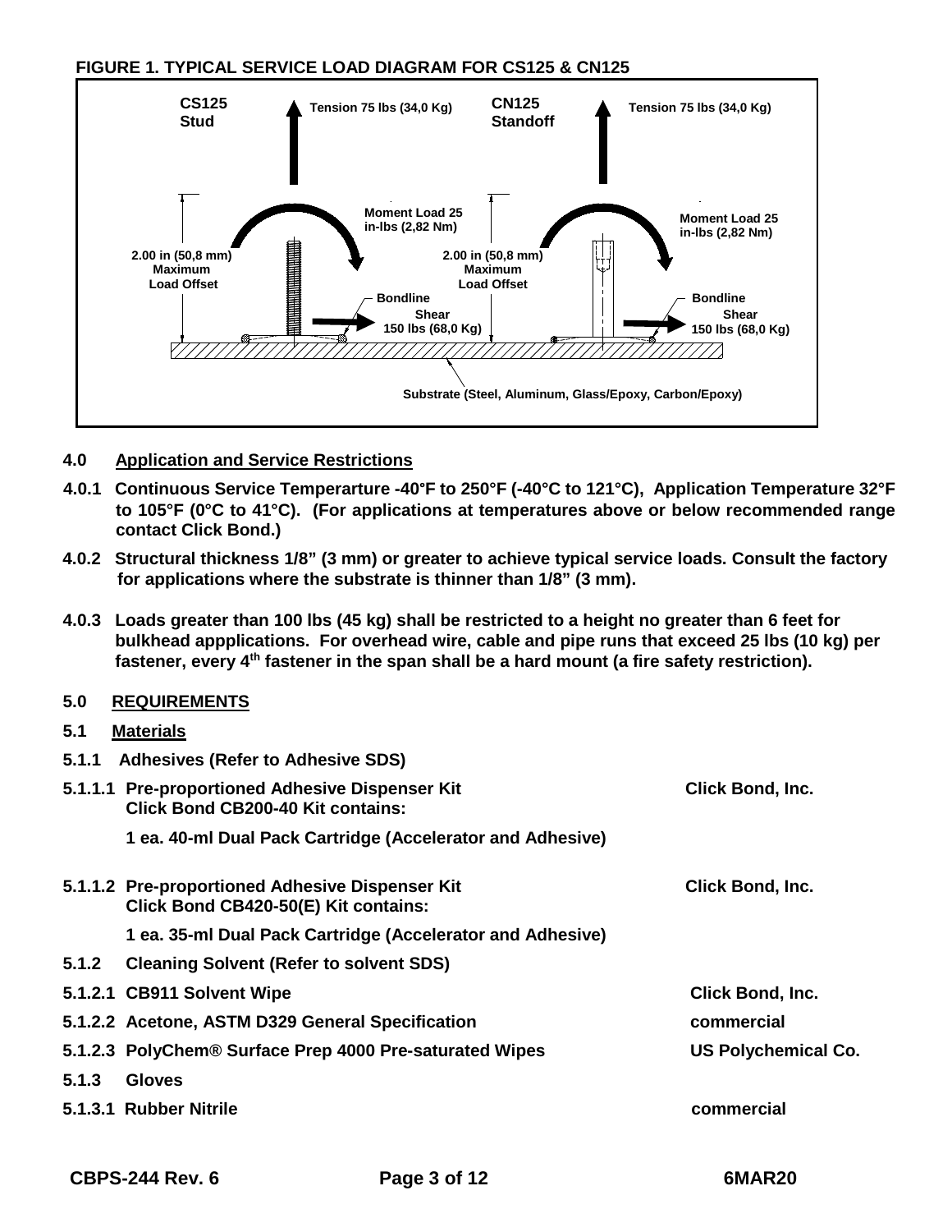**FIGURE 1. TYPICAL SERVICE LOAD DIAGRAM FOR CS125 & CN125**

CS125 Stud — Tension 75 lbs (34,0 Kg); Moment Load 25 in-lbs (2,82 Nm); 2.00 in (50,8 mm) Maximum Load Offset; Bondline; Shear 150 lbs (68,0 Kg)

CN125 Standoff — Tension 75 lbs (34,0 Kg); Moment Load 25 in-lbs (2,82 Nm); 2.00 in (50,8 mm) Maximum Load Offset; Bondline; Shear 150 lbs (68,0 Kg)

Substrate (Steel, Aluminum, Glass/Epoxy, Carbon/Epoxy)

## 4.0 Application and Service Restrictions

**4.0.1** Continuous Service Temperarture -40°F to 250°F (-40°C to 121°C), Application Temperature 32°F to 105°F (0°C to 41°C). (For applications at temperatures above or below recommended range contact Click Bond.)

**4.0.2** Structural thickness 1/8" (3 mm) or greater to achieve typical service loads. Consult the factory for applications where the substrate is thinner than 1/8" (3 mm).

**4.0.3** Loads greater than 100 lbs (45 kg) shall be restricted to a height no greater than 6 feet for bulkhead appplications. For overhead wire, cable and pipe runs that exceed 25 lbs (10 kg) per fastener, every 4th fastener in the span shall be a hard mount (a fire safety restriction).

## 5.0 REQUIREMENTS

### 5.1 Materials

**5.1.1** Adhesives (Refer to Adhesive SDS)

**5.1.1.1** Pre-proportioned Adhesive Dispenser Kit — Click Bond, Inc.
Click Bond CB200-40 Kit contains:

1 ea. 40-ml Dual Pack Cartridge (Accelerator and Adhesive)

**5.1.1.2** Pre-proportioned Adhesive Dispenser Kit — Click Bond, Inc.
Click Bond CB420-50(E) Kit contains:

1 ea. 35-ml Dual Pack Cartridge (Accelerator and Adhesive)

**5.1.2** Cleaning Solvent (Refer to solvent SDS)

**5.1.2.1** CB911 Solvent Wipe — Click Bond, Inc.

**5.1.2.2** Acetone, ASTM D329 General Specification — commercial

**5.1.2.3** PolyChem® Surface Prep 4000 Pre-saturated Wipes — US Polychemical Co.

**5.1.3** Gloves

**5.1.3.1** Rubber Nitrile — commercial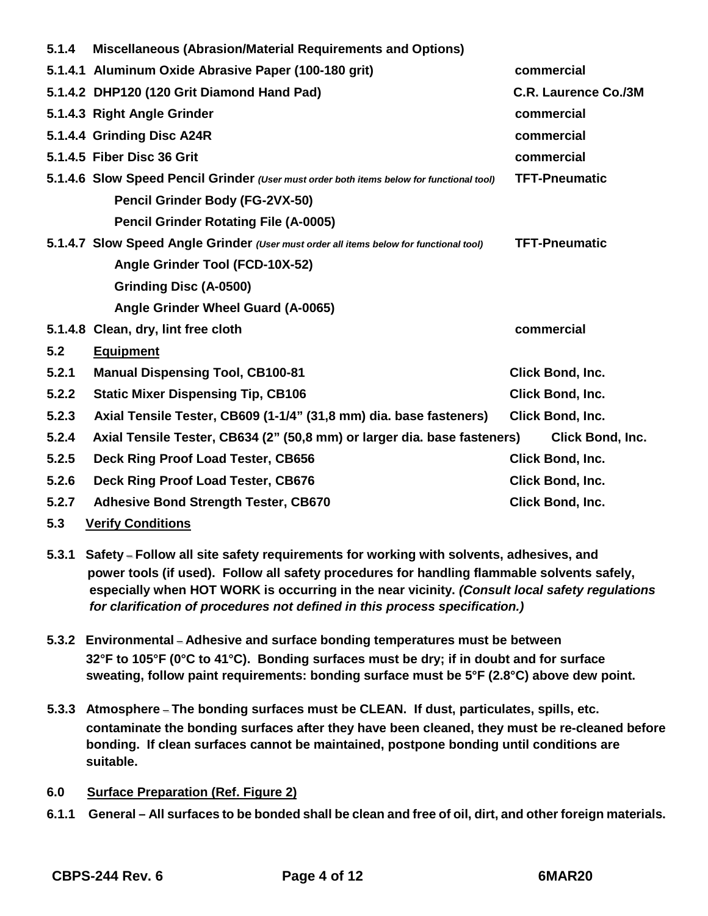**5.1.4 Miscellaneous (Abrasion/Material Requirements and Options)**

| | | |
|---|---|---|
| **5.1.4.1** | **Aluminum Oxide Abrasive Paper (100-180 grit)** | **commercial** |
| **5.1.4.2** | **DHP120 (120 Grit Diamond Hand Pad)** | **C.R. Laurence Co./3M** |
| **5.1.4.3** | **Right Angle Grinder** | **commercial** |
| **5.1.4.4** | **Grinding Disc A24R** | **commercial** |
| **5.1.4.5** | **Fiber Disc 36 Grit** | **commercial** |
| **5.1.4.6** | **Slow Speed Pencil Grinder** ***(User must order both items below for functional tool)*** | **TFT-Pneumatic** |
| | **Pencil Grinder Body (FG-2VX-50)** | |
| | **Pencil Grinder Rotating File (A-0005)** | |
| **5.1.4.7** | **Slow Speed Angle Grinder** ***(User must order all items below for functional tool)*** | **TFT-Pneumatic** |
| | **Angle Grinder Tool (FCD-10X-52)** | |
| | **Grinding Disc (A-0500)** | |
| | **Angle Grinder Wheel Guard (A-0065)** | |
| **5.1.4.8** | **Clean, dry, lint free cloth** | **commercial** |

**5.2 Equipment**

| | | |
|---|---|---|
| **5.2.1** | **Manual Dispensing Tool, CB100-81** | **Click Bond, Inc.** |
| **5.2.2** | **Static Mixer Dispensing Tip, CB106** | **Click Bond, Inc.** |
| **5.2.3** | **Axial Tensile Tester, CB609 (1-1/4" (31,8 mm) dia. base fasteners)** | **Click Bond, Inc.** |
| **5.2.4** | **Axial Tensile Tester, CB634 (2" (50,8 mm) or larger dia. base fasteners)** | **Click Bond, Inc.** |
| **5.2.5** | **Deck Ring Proof Load Tester, CB656** | **Click Bond, Inc.** |
| **5.2.6** | **Deck Ring Proof Load Tester, CB676** | **Click Bond, Inc.** |
| **5.2.7** | **Adhesive Bond Strength Tester, CB670** | **Click Bond, Inc.** |

**5.3 Verify Conditions**

**5.3.1 Safety – Follow all site safety requirements for working with solvents, adhesives, and power tools (if used). Follow all safety procedures for handling flammable solvents safely, especially when HOT WORK is occurring in the near vicinity.** ***(Consult local safety regulations for clarification of procedures not defined in this process specification.)***

**5.3.2 Environmental – Adhesive and surface bonding temperatures must be between 32°F to 105°F (0°C to 41°C). Bonding surfaces must be dry; if in doubt and for surface sweating, follow paint requirements: bonding surface must be 5°F (2.8°C) above dew point.**

**5.3.3 Atmosphere – The bonding surfaces must be CLEAN. If dust, particulates, spills, etc. contaminate the bonding surfaces after they have been cleaned, they must be re-cleaned before bonding. If clean surfaces cannot be maintained, postpone bonding until conditions are suitable.**

**6.0 Surface Preparation (Ref. Figure 2)**

**6.1.1 General – All surfaces to be bonded shall be clean and free of oil, dirt, and other foreign materials.**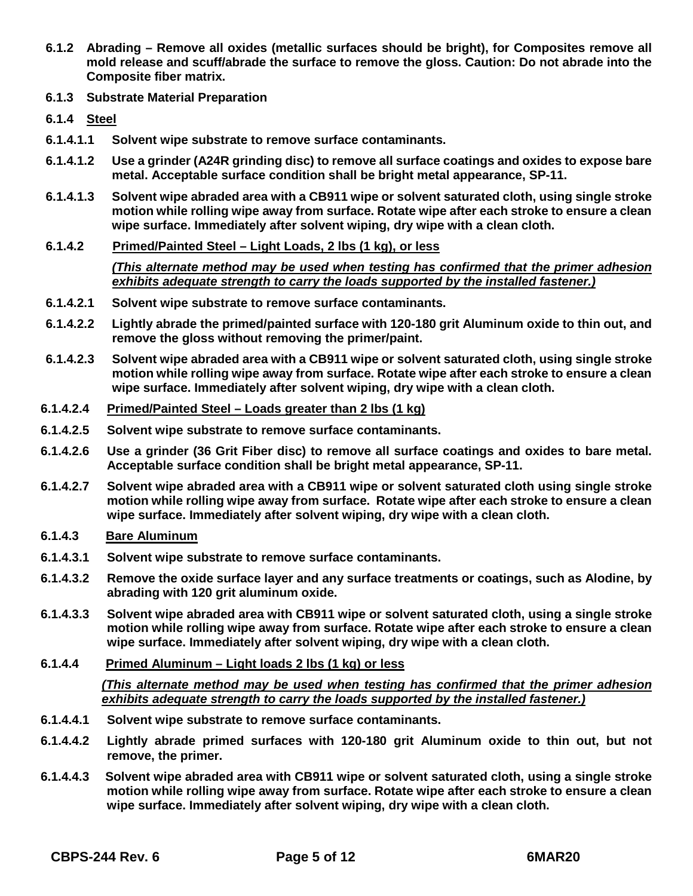**6.1.2 Abrading – Remove all oxides (metallic surfaces should be bright), for Composites remove all mold release and scuff/abrade the surface to remove the gloss. Caution: Do not abrade into the Composite fiber matrix.**

**6.1.3 Substrate Material Preparation**

**6.1.4 <u>Steel</u>**

**6.1.4.1.1 Solvent wipe substrate to remove surface contaminants.**

**6.1.4.1.2 Use a grinder (A24R grinding disc) to remove all surface coatings and oxides to expose bare metal. Acceptable surface condition shall be bright metal appearance, SP-11.**

**6.1.4.1.3 Solvent wipe abraded area with a CB911 wipe or solvent saturated cloth, using single stroke motion while rolling wipe away from surface. Rotate wipe after each stroke to ensure a clean wipe surface. Immediately after solvent wiping, dry wipe with a clean cloth.**

**6.1.4.2 <u>Primed/Painted Steel – Light Loads, 2 lbs (1 kg), or less</u>**

***<u>(This alternate method may be used when testing has confirmed that the primer adhesion exhibits adequate strength to carry the loads supported by the installed fastener.)</u>***

**6.1.4.2.1 Solvent wipe substrate to remove surface contaminants.**

**6.1.4.2.2 Lightly abrade the primed/painted surface with 120-180 grit Aluminum oxide to thin out, and remove the gloss without removing the primer/paint.**

**6.1.4.2.3 Solvent wipe abraded area with a CB911 wipe or solvent saturated cloth, using single stroke motion while rolling wipe away from surface. Rotate wipe after each stroke to ensure a clean wipe surface. Immediately after solvent wiping, dry wipe with a clean cloth.**

**6.1.4.2.4 <u>Primed/Painted Steel – Loads greater than 2 lbs (1 kg)</u>**

**6.1.4.2.5 Solvent wipe substrate to remove surface contaminants.**

**6.1.4.2.6 Use a grinder (36 Grit Fiber disc) to remove all surface coatings and oxides to bare metal. Acceptable surface condition shall be bright metal appearance, SP-11.**

**6.1.4.2.7 Solvent wipe abraded area with a CB911 wipe or solvent saturated cloth using single stroke motion while rolling wipe away from surface. Rotate wipe after each stroke to ensure a clean wipe surface. Immediately after solvent wiping, dry wipe with a clean cloth.**

**6.1.4.3 <u>Bare Aluminum</u>**

**6.1.4.3.1 Solvent wipe substrate to remove surface contaminants.**

**6.1.4.3.2 Remove the oxide surface layer and any surface treatments or coatings, such as Alodine, by abrading with 120 grit aluminum oxide.**

**6.1.4.3.3 Solvent wipe abraded area with CB911 wipe or solvent saturated cloth, using a single stroke motion while rolling wipe away from surface. Rotate wipe after each stroke to ensure a clean wipe surface. Immediately after solvent wiping, dry wipe with a clean cloth.**

**6.1.4.4 <u>Primed Aluminum – Light loads 2 lbs (1 kg) or less</u>**

***<u>(This alternate method may be used when testing has confirmed that the primer adhesion exhibits adequate strength to carry the loads supported by the installed fastener.)</u>***

**6.1.4.4.1 Solvent wipe substrate to remove surface contaminants.**

**6.1.4.4.2 Lightly abrade primed surfaces with 120-180 grit Aluminum oxide to thin out, but not remove, the primer.**

**6.1.4.4.3 Solvent wipe abraded area with CB911 wipe or solvent saturated cloth, using a single stroke motion while rolling wipe away from surface. Rotate wipe after each stroke to ensure a clean wipe surface. Immediately after solvent wiping, dry wipe with a clean cloth.**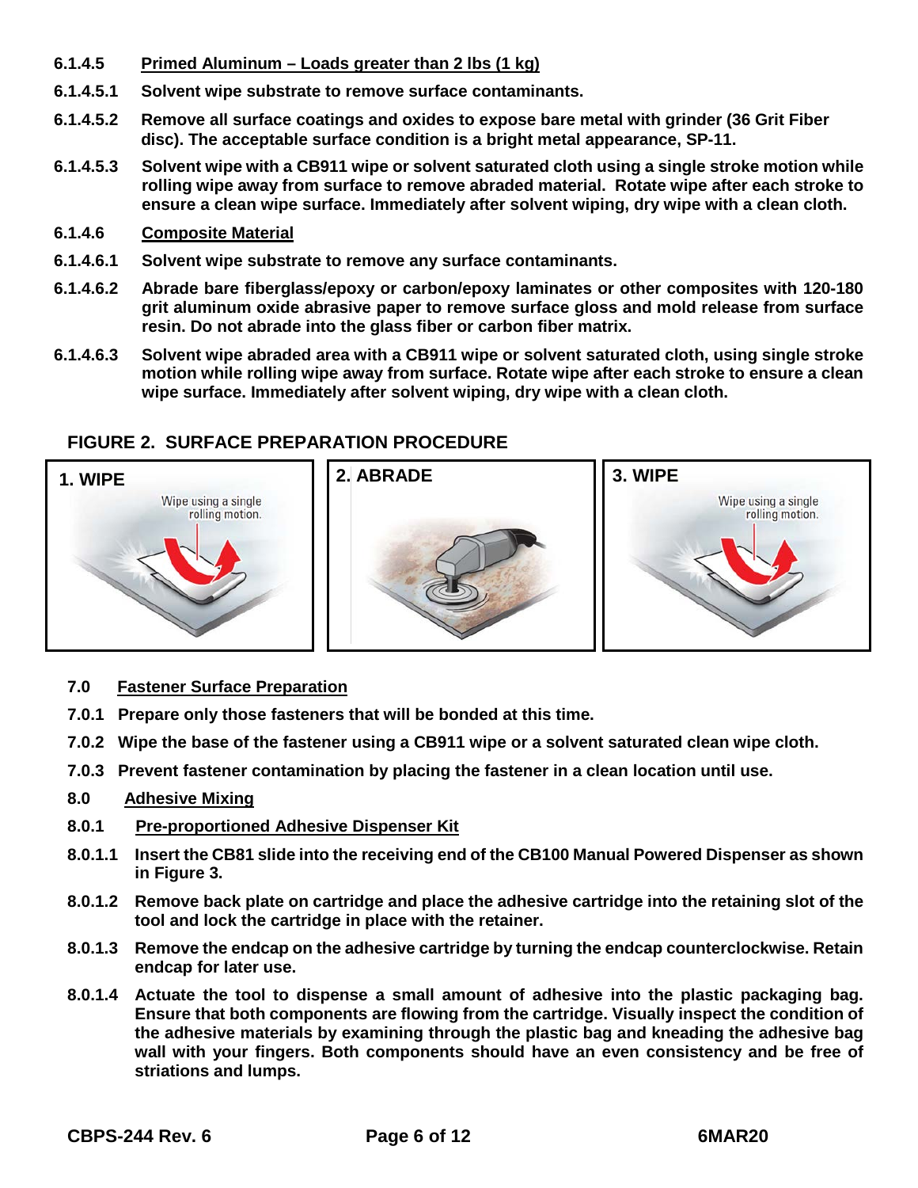**6.1.4.5 Primed Aluminum – Loads greater than 2 lbs (1 kg)**

**6.1.4.5.1** Solvent wipe substrate to remove surface contaminants.

**6.1.4.5.2** Remove all surface coatings and oxides to expose bare metal with grinder (36 Grit Fiber disc). The acceptable surface condition is a bright metal appearance, SP-11.

**6.1.4.5.3** Solvent wipe with a CB911 wipe or solvent saturated cloth using a single stroke motion while rolling wipe away from surface to remove abraded material. Rotate wipe after each stroke to ensure a clean wipe surface. Immediately after solvent wiping, dry wipe with a clean cloth.

**6.1.4.6 Composite Material**

**6.1.4.6.1** Solvent wipe substrate to remove any surface contaminants.

**6.1.4.6.2** Abrade bare fiberglass/epoxy or carbon/epoxy laminates or other composites with 120-180 grit aluminum oxide abrasive paper to remove surface gloss and mold release from surface resin. Do not abrade into the glass fiber or carbon fiber matrix.

**6.1.4.6.3** Solvent wipe abraded area with a CB911 wipe or solvent saturated cloth, using single stroke motion while rolling wipe away from surface. Rotate wipe after each stroke to ensure a clean wipe surface. Immediately after solvent wiping, dry wipe with a clean cloth.

**FIGURE 2. SURFACE PREPARATION PROCEDURE**

1. WIPE — Wipe using a single rolling motion.
2. ABRADE
3. WIPE — Wipe using a single rolling motion.

## 7.0 Fastener Surface Preparation

**7.0.1** Prepare only those fasteners that will be bonded at this time.

**7.0.2** Wipe the base of the fastener using a CB911 wipe or a solvent saturated clean wipe cloth.

**7.0.3** Prevent fastener contamination by placing the fastener in a clean location until use.

## 8.0 Adhesive Mixing

**8.0.1 Pre-proportioned Adhesive Dispenser Kit**

**8.0.1.1** Insert the CB81 slide into the receiving end of the CB100 Manual Powered Dispenser as shown in Figure 3.

**8.0.1.2** Remove back plate on cartridge and place the adhesive cartridge into the retaining slot of the tool and lock the cartridge in place with the retainer.

**8.0.1.3** Remove the endcap on the adhesive cartridge by turning the endcap counterclockwise. Retain endcap for later use.

**8.0.1.4** Actuate the tool to dispense a small amount of adhesive into the plastic packaging bag. Ensure that both components are flowing from the cartridge. Visually inspect the condition of the adhesive materials by examining through the plastic bag and kneading the adhesive bag wall with your fingers. Both components should have an even consistency and be free of striations and lumps.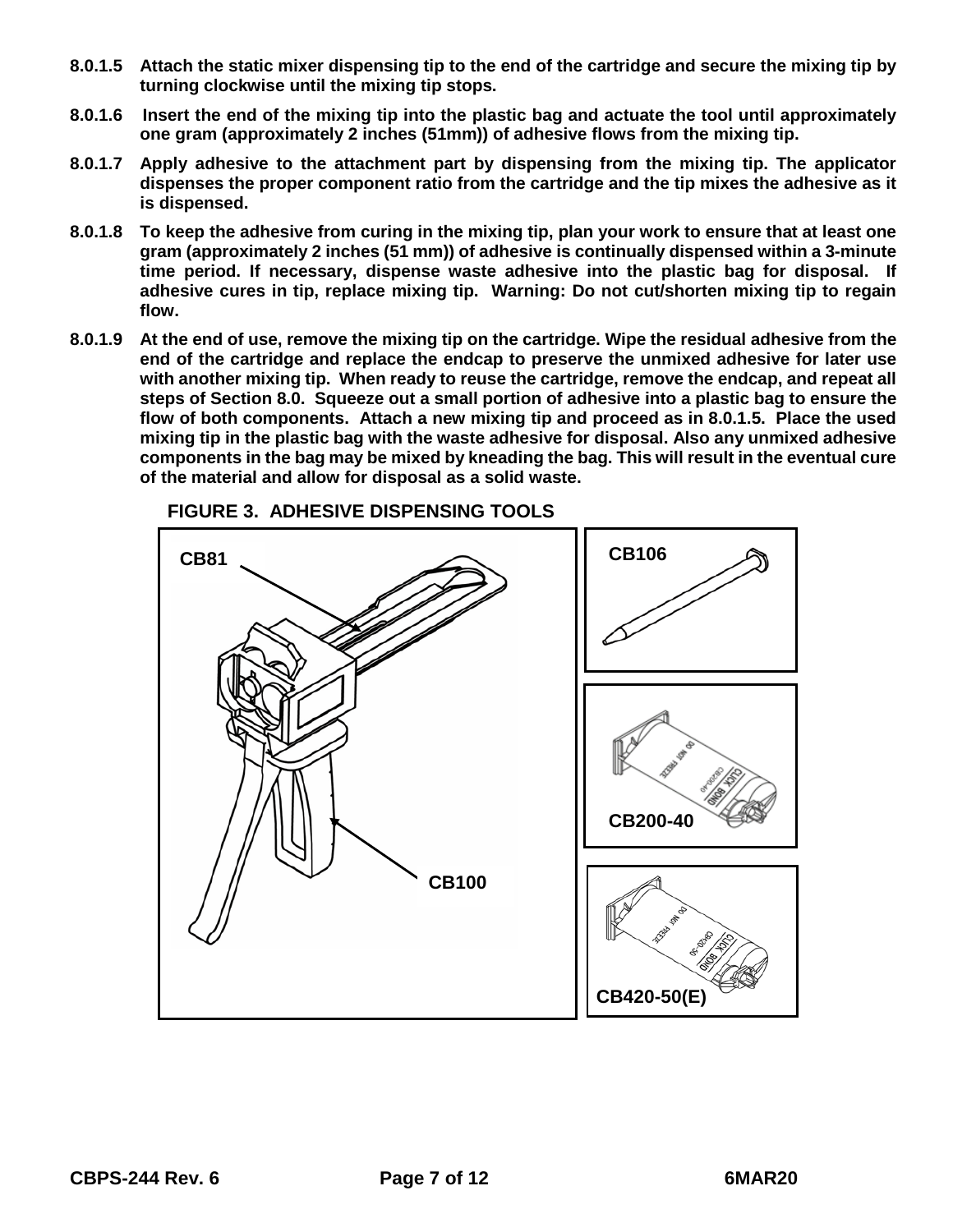**8.0.1.5 Attach the static mixer dispensing tip to the end of the cartridge and secure the mixing tip by turning clockwise until the mixing tip stops.**

**8.0.1.6 Insert the end of the mixing tip into the plastic bag and actuate the tool until approximately one gram (approximately 2 inches (51mm)) of adhesive flows from the mixing tip.**

**8.0.1.7 Apply adhesive to the attachment part by dispensing from the mixing tip. The applicator dispenses the proper component ratio from the cartridge and the tip mixes the adhesive as it is dispensed.**

**8.0.1.8 To keep the adhesive from curing in the mixing tip, plan your work to ensure that at least one gram (approximately 2 inches (51 mm)) of adhesive is continually dispensed within a 3-minute time period. If necessary, dispense waste adhesive into the plastic bag for disposal. If adhesive cures in tip, replace mixing tip. Warning: Do not cut/shorten mixing tip to regain flow.**

**8.0.1.9 At the end of use, remove the mixing tip on the cartridge. Wipe the residual adhesive from the end of the cartridge and replace the endcap to preserve the unmixed adhesive for later use with another mixing tip. When ready to reuse the cartridge, remove the endcap, and repeat all steps of Section 8.0. Squeeze out a small portion of adhesive into a plastic bag to ensure the flow of both components. Attach a new mixing tip and proceed as in 8.0.1.5. Place the used mixing tip in the plastic bag with the waste adhesive for disposal. Also any unmixed adhesive components in the bag may be mixed by kneading the bag. This will result in the eventual cure of the material and allow for disposal as a solid waste.**

**FIGURE 3. ADHESIVE DISPENSING TOOLS**

CB81

CB100

CB106

CB200-40

CB420-50(E)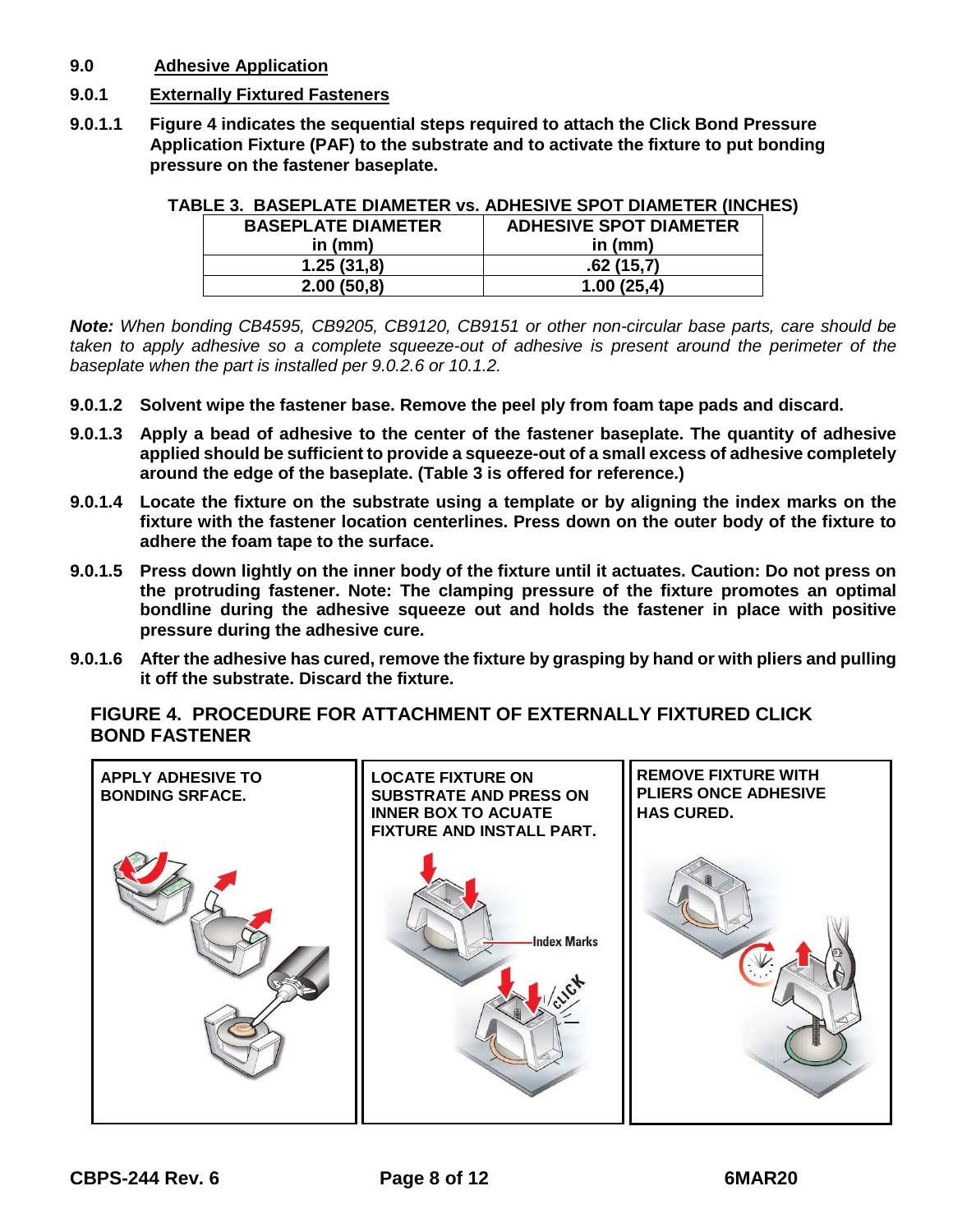## 9.0 Adhesive Application

### 9.0.1 Externally Fixtured Fasteners

**9.0.1.1 Figure 4 indicates the sequential steps required to attach the Click Bond Pressure Application Fixture (PAF) to the substrate and to activate the fixture to put bonding pressure on the fastener baseplate.**

**TABLE 3. BASEPLATE DIAMETER vs. ADHESIVE SPOT DIAMETER (INCHES)**

| BASEPLATE DIAMETER in (mm) | ADHESIVE SPOT DIAMETER in (mm) |
|---|---|
| 1.25 (31,8) | .62 (15,7) |
| 2.00 (50,8) | 1.00 (25,4) |

***Note:*** *When bonding CB4595, CB9205, CB9120, CB9151 or other non-circular base parts, care should be taken to apply adhesive so a complete squeeze-out of adhesive is present around the perimeter of the baseplate when the part is installed per 9.0.2.6 or 10.1.2.*

**9.0.1.2 Solvent wipe the fastener base. Remove the peel ply from foam tape pads and discard.**

**9.0.1.3 Apply a bead of adhesive to the center of the fastener baseplate. The quantity of adhesive applied should be sufficient to provide a squeeze-out of a small excess of adhesive completely around the edge of the baseplate. (Table 3 is offered for reference.)**

**9.0.1.4 Locate the fixture on the substrate using a template or by aligning the index marks on the fixture with the fastener location centerlines. Press down on the outer body of the fixture to adhere the foam tape to the surface.**

**9.0.1.5 Press down lightly on the inner body of the fixture until it actuates. Caution: Do not press on the protruding fastener. Note: The clamping pressure of the fixture promotes an optimal bondline during the adhesive squeeze out and holds the fastener in place with positive pressure during the adhesive cure.**

**9.0.1.6 After the adhesive has cured, remove the fixture by grasping by hand or with pliers and pulling it off the substrate. Discard the fixture.**

**FIGURE 4. PROCEDURE FOR ATTACHMENT OF EXTERNALLY FIXTURED CLICK BOND FASTENER**

| APPLY ADHESIVE TO BONDING SRFACE. | LOCATE FIXTURE ON SUBSTRATE AND PRESS ON INNER BOX TO ACUATE FIXTURE AND INSTALL PART. | REMOVE FIXTURE WITH PLIERS ONCE ADHESIVE HAS CURED. |
|---|---|---|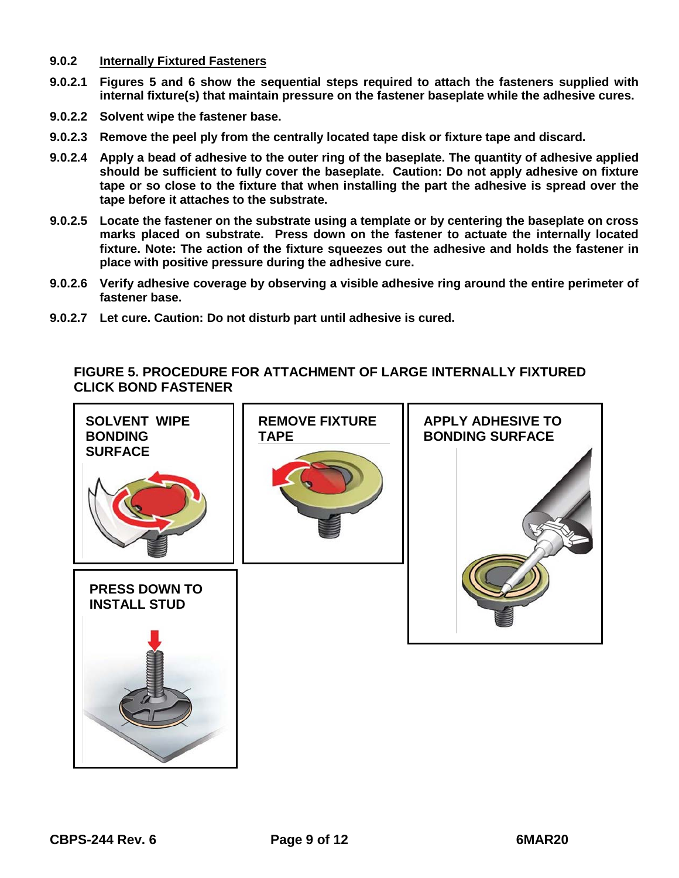**9.0.2 Internally Fixtured Fasteners**

**9.0.2.1** Figures 5 and 6 show the sequential steps required to attach the fasteners supplied with internal fixture(s) that maintain pressure on the fastener baseplate while the adhesive cures.

**9.0.2.2** Solvent wipe the fastener base.

**9.0.2.3** Remove the peel ply from the centrally located tape disk or fixture tape and discard.

**9.0.2.4** Apply a bead of adhesive to the outer ring of the baseplate. The quantity of adhesive applied should be sufficient to fully cover the baseplate. Caution: Do not apply adhesive on fixture tape or so close to the fixture that when installing the part the adhesive is spread over the tape before it attaches to the substrate.

**9.0.2.5** Locate the fastener on the substrate using a template or by centering the baseplate on cross marks placed on substrate. Press down on the fastener to actuate the internally located fixture. Note: The action of the fixture squeezes out the adhesive and holds the fastener in place with positive pressure during the adhesive cure.

**9.0.2.6** Verify adhesive coverage by observing a visible adhesive ring around the entire perimeter of fastener base.

**9.0.2.7** Let cure. Caution: Do not disturb part until adhesive is cured.

**FIGURE 5. PROCEDURE FOR ATTACHMENT OF LARGE INTERNALLY FIXTURED CLICK BOND FASTENER**

SOLVENT WIPE BONDING SURFACE

REMOVE FIXTURE TAPE

APPLY ADHESIVE TO BONDING SURFACE

PRESS DOWN TO INSTALL STUD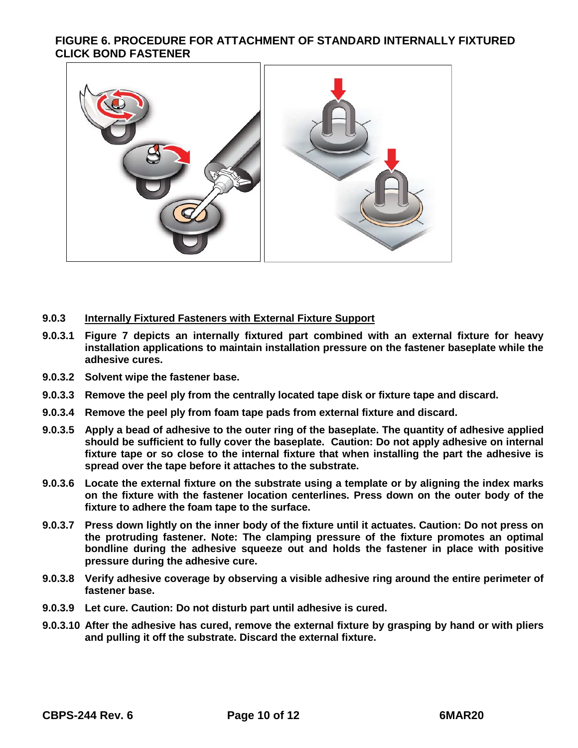**FIGURE 6. PROCEDURE FOR ATTACHMENT OF STANDARD INTERNALLY FIXTURED CLICK BOND FASTENER**

**9.0.3 Internally Fixtured Fasteners with External Fixture Support**

**9.0.3.1** Figure 7 depicts an internally fixtured part combined with an external fixture for heavy installation applications to maintain installation pressure on the fastener baseplate while the adhesive cures.

**9.0.3.2** Solvent wipe the fastener base.

**9.0.3.3** Remove the peel ply from the centrally located tape disk or fixture tape and discard.

**9.0.3.4** Remove the peel ply from foam tape pads from external fixture and discard.

**9.0.3.5** Apply a bead of adhesive to the outer ring of the baseplate. The quantity of adhesive applied should be sufficient to fully cover the baseplate. Caution: Do not apply adhesive on internal fixture tape or so close to the internal fixture that when installing the part the adhesive is spread over the tape before it attaches to the substrate.

**9.0.3.6** Locate the external fixture on the substrate using a template or by aligning the index marks on the fixture with the fastener location centerlines. Press down on the outer body of the fixture to adhere the foam tape to the surface.

**9.0.3.7** Press down lightly on the inner body of the fixture until it actuates. Caution: Do not press on the protruding fastener. Note: The clamping pressure of the fixture promotes an optimal bondline during the adhesive squeeze out and holds the fastener in place with positive pressure during the adhesive cure.

**9.0.3.8** Verify adhesive coverage by observing a visible adhesive ring around the entire perimeter of fastener base.

**9.0.3.9** Let cure. Caution: Do not disturb part until adhesive is cured.

**9.0.3.10** After the adhesive has cured, remove the external fixture by grasping by hand or with pliers and pulling it off the substrate. Discard the external fixture.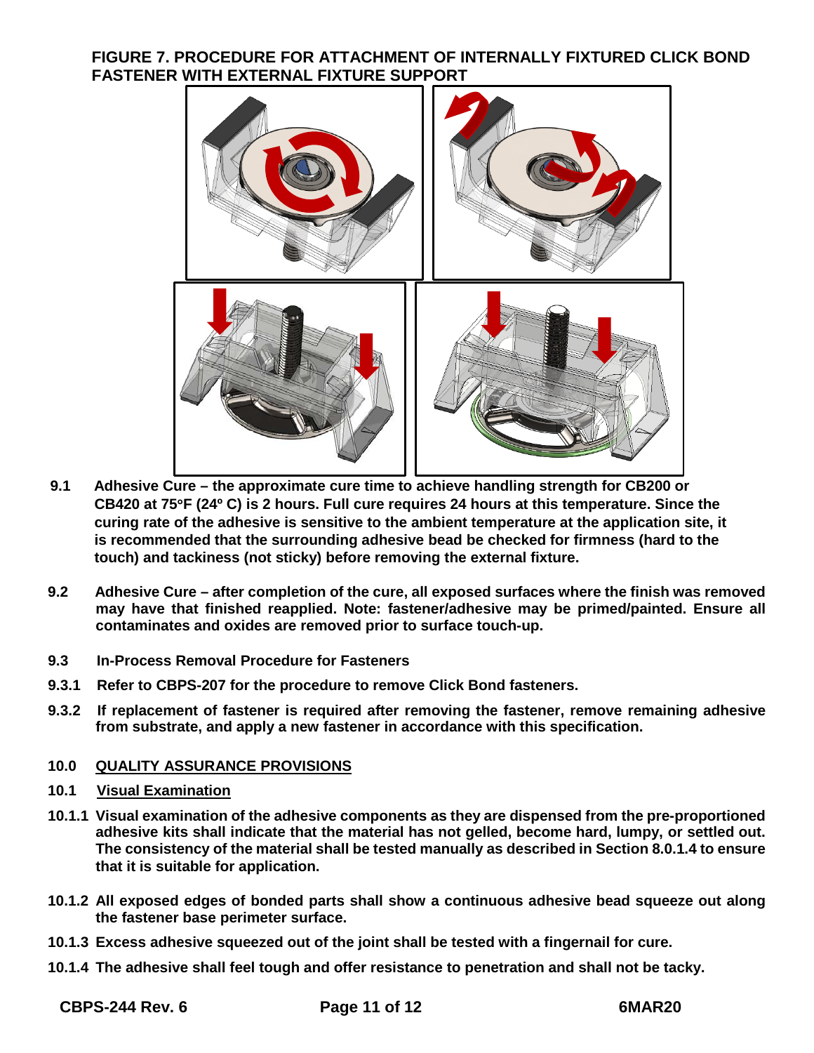**FIGURE 7. PROCEDURE FOR ATTACHMENT OF INTERNALLY FIXTURED CLICK BOND FASTENER WITH EXTERNAL FIXTURE SUPPORT**

**9.1 Adhesive Cure – the approximate cure time to achieve handling strength for CB200 or CB420 at 75°F (24º C) is 2 hours. Full cure requires 24 hours at this temperature. Since the curing rate of the adhesive is sensitive to the ambient temperature at the application site, it is recommended that the surrounding adhesive bead be checked for firmness (hard to the touch) and tackiness (not sticky) before removing the external fixture.**

**9.2 Adhesive Cure – after completion of the cure, all exposed surfaces where the finish was removed may have that finished reapplied. Note: fastener/adhesive may be primed/painted. Ensure all contaminates and oxides are removed prior to surface touch-up.**

**9.3 In-Process Removal Procedure for Fasteners**

**9.3.1 Refer to CBPS-207 for the procedure to remove Click Bond fasteners.**

**9.3.2 If replacement of fastener is required after removing the fastener, remove remaining adhesive from substrate, and apply a new fastener in accordance with this specification.**

## 10.0 QUALITY ASSURANCE PROVISIONS

### 10.1 Visual Examination

**10.1.1 Visual examination of the adhesive components as they are dispensed from the pre-proportioned adhesive kits shall indicate that the material has not gelled, become hard, lumpy, or settled out. The consistency of the material shall be tested manually as described in Section 8.0.1.4 to ensure that it is suitable for application.**

**10.1.2 All exposed edges of bonded parts shall show a continuous adhesive bead squeeze out along the fastener base perimeter surface.**

**10.1.3 Excess adhesive squeezed out of the joint shall be tested with a fingernail for cure.**

**10.1.4 The adhesive shall feel tough and offer resistance to penetration and shall not be tacky.**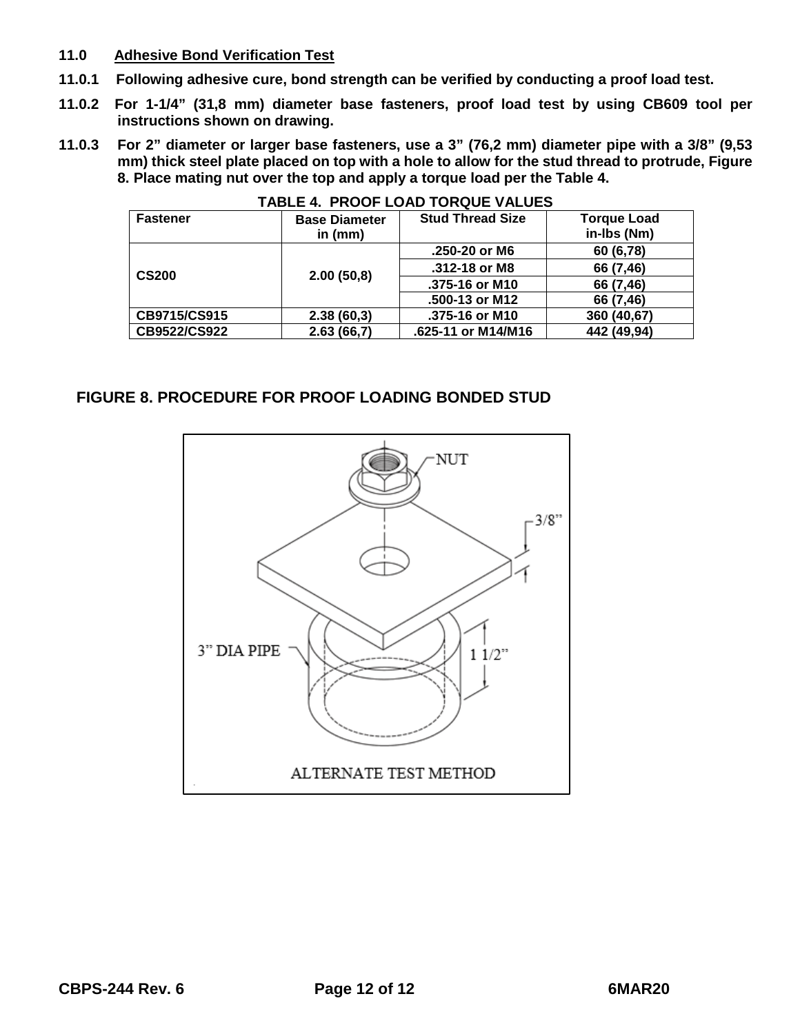## 11.0 Adhesive Bond Verification Test

**11.0.1 Following adhesive cure, bond strength can be verified by conducting a proof load test.**

**11.0.2 For 1-1/4” (31,8 mm) diameter base fasteners, proof load test by using CB609 tool per instructions shown on drawing.**

**11.0.3 For 2” diameter or larger base fasteners, use a 3” (76,2 mm) diameter pipe with a 3/8” (9,53 mm) thick steel plate placed on top with a hole to allow for the stud thread to protrude, Figure 8. Place mating nut over the top and apply a torque load per the Table 4.**

**TABLE 4. PROOF LOAD TORQUE VALUES**

| Fastener | Base Diameter in (mm) | Stud Thread Size | Torque Load in-lbs (Nm) |
|---|---|---|---|
| CS200 | 2.00 (50,8) | .250-20 or M6 | 60 (6,78) |
| | | .312-18 or M8 | 66 (7,46) |
| | | .375-16 or M10 | 66 (7,46) |
| | | .500-13 or M12 | 66 (7,46) |
| CB9715/CS915 | 2.38 (60,3) | .375-16 or M10 | 360 (40,67) |
| CB9522/CS922 | 2.63 (66,7) | .625-11 or M14/M16 | 442 (49,94) |

**FIGURE 8. PROCEDURE FOR PROOF LOADING BONDED STUD**

NUT

3/8”

3” DIA PIPE

1 1/2”

ALTERNATE TEST METHOD